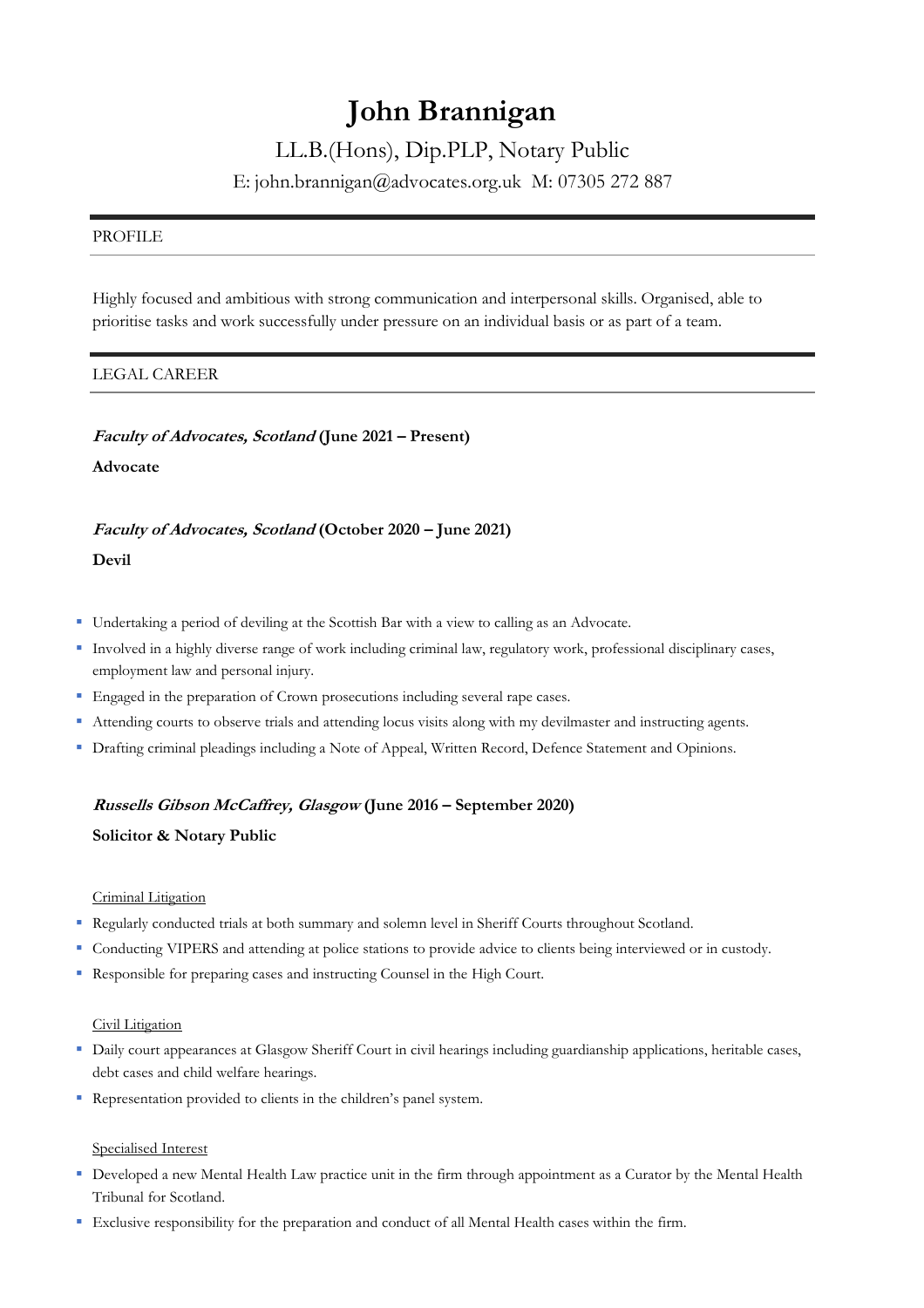# John Brannigan

LL.B.(Hons), Dip.PLP, Notary Public

E: john.brannigan@advocates.org.uk M: 07305 272 887

## PROFILE

Highly focused and ambitious with strong communication and interpersonal skills. Organised, able to prioritise tasks and work successfully under pressure on an individual basis or as part of a team.

## LEGAL CAREER

***Faculty of Advocates, Scotland*** **(June 2021 – Present)**

**Advocate**

***Faculty of Advocates, Scotland*** **(October 2020 – June 2021)**

**Devil**

- Undertaking a period of devilling at the Scottish Bar with a view to calling as an Advocate.
- Involved in a highly diverse range of work including criminal law, regulatory work, professional disciplinary cases, employment law and personal injury.
- Engaged in the preparation of Crown prosecutions including several rape cases.
- Attending courts to observe trials and attending locus visits along with my devilmaster and instructing agents.
- Drafting criminal pleadings including a Note of Appeal, Written Record, Defence Statement and Opinions.

***Russells Gibson McCaffrey, Glasgow*** **(June 2016 – September 2020)**

**Solicitor & Notary Public**

Criminal Litigation

- Regularly conducted trials at both summary and solemn level in Sheriff Courts throughout Scotland.
- Conducting VIPERS and attending at police stations to provide advice to clients being interviewed or in custody.
- Responsible for preparing cases and instructing Counsel in the High Court.

Civil Litigation

- Daily court appearances at Glasgow Sheriff Court in civil hearings including guardianship applications, heritable cases, debt cases and child welfare hearings.
- Representation provided to clients in the children's panel system.

Specialised Interest

- Developed a new Mental Health Law practice unit in the firm through appointment as a Curator by the Mental Health Tribunal for Scotland.
- Exclusive responsibility for the preparation and conduct of all Mental Health cases within the firm.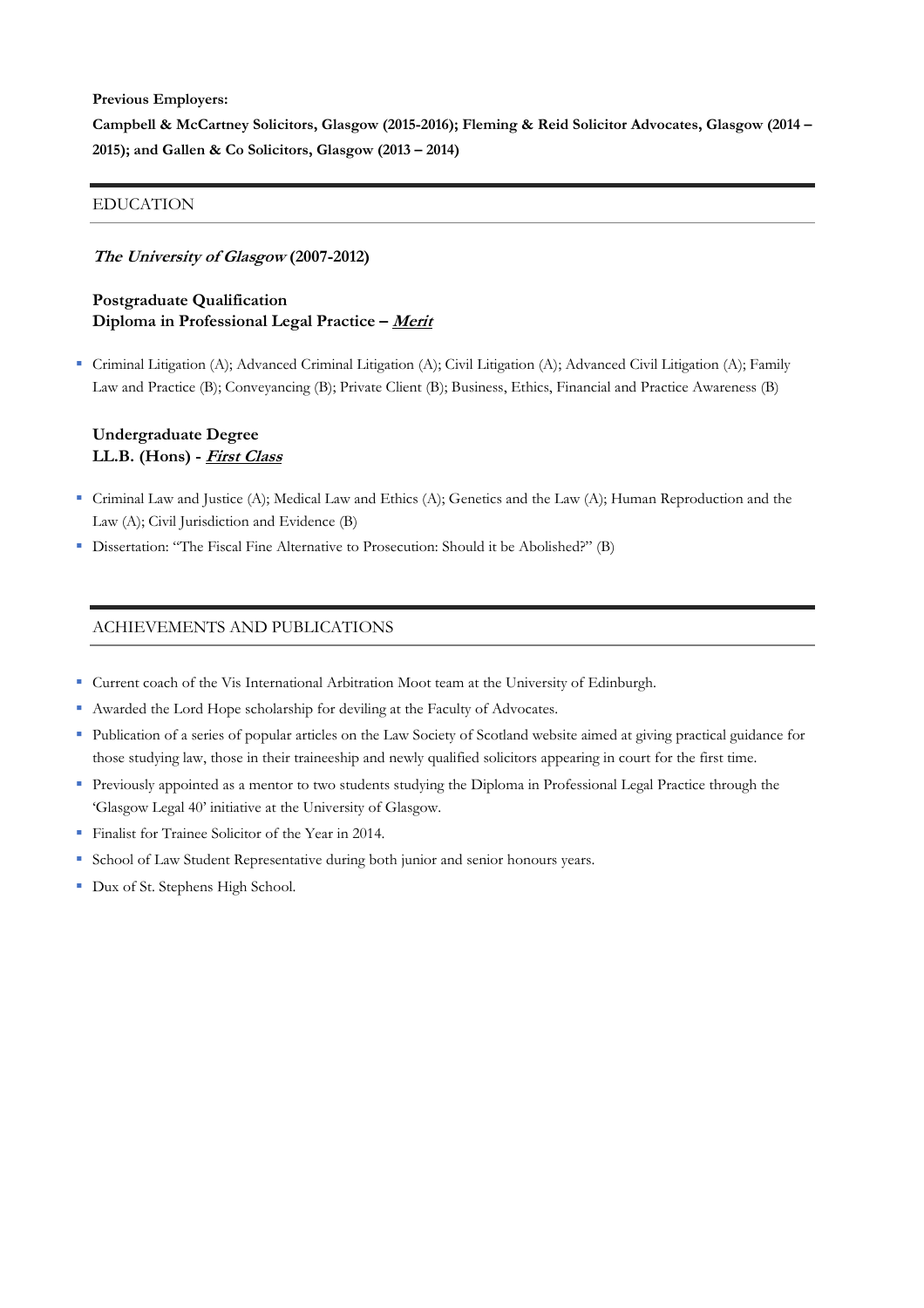**Previous Employers:**

**Campbell & McCartney Solicitors, Glasgow (2015-2016); Fleming & Reid Solicitor Advocates, Glasgow (2014 – 2015); and Gallen & Co Solicitors, Glasgow (2013 – 2014)**

## EDUCATION

***The University of Glasgow*** **(2007-2012)**

**Postgraduate Qualification**
**Diploma in Professional Legal Practice –** ***Merit***

- Criminal Litigation (A); Advanced Criminal Litigation (A); Civil Litigation (A); Advanced Civil Litigation (A); Family Law and Practice (B); Conveyancing (B); Private Client (B); Business, Ethics, Financial and Practice Awareness (B)

**Undergraduate Degree**
**LL.B. (Hons) -** ***First Class***

- Criminal Law and Justice (A); Medical Law and Ethics (A); Genetics and the Law (A); Human Reproduction and the Law (A); Civil Jurisdiction and Evidence (B)
- Dissertation: "The Fiscal Fine Alternative to Prosecution: Should it be Abolished?" (B)

## ACHIEVEMENTS AND PUBLICATIONS

- Current coach of the Vis International Arbitration Moot team at the University of Edinburgh.
- Awarded the Lord Hope scholarship for deviling at the Faculty of Advocates.
- Publication of a series of popular articles on the Law Society of Scotland website aimed at giving practical guidance for those studying law, those in their traineeship and newly qualified solicitors appearing in court for the first time.
- Previously appointed as a mentor to two students studying the Diploma in Professional Legal Practice through the 'Glasgow Legal 40' initiative at the University of Glasgow.
- Finalist for Trainee Solicitor of the Year in 2014.
- School of Law Student Representative during both junior and senior honours years.
- Dux of St. Stephens High School.